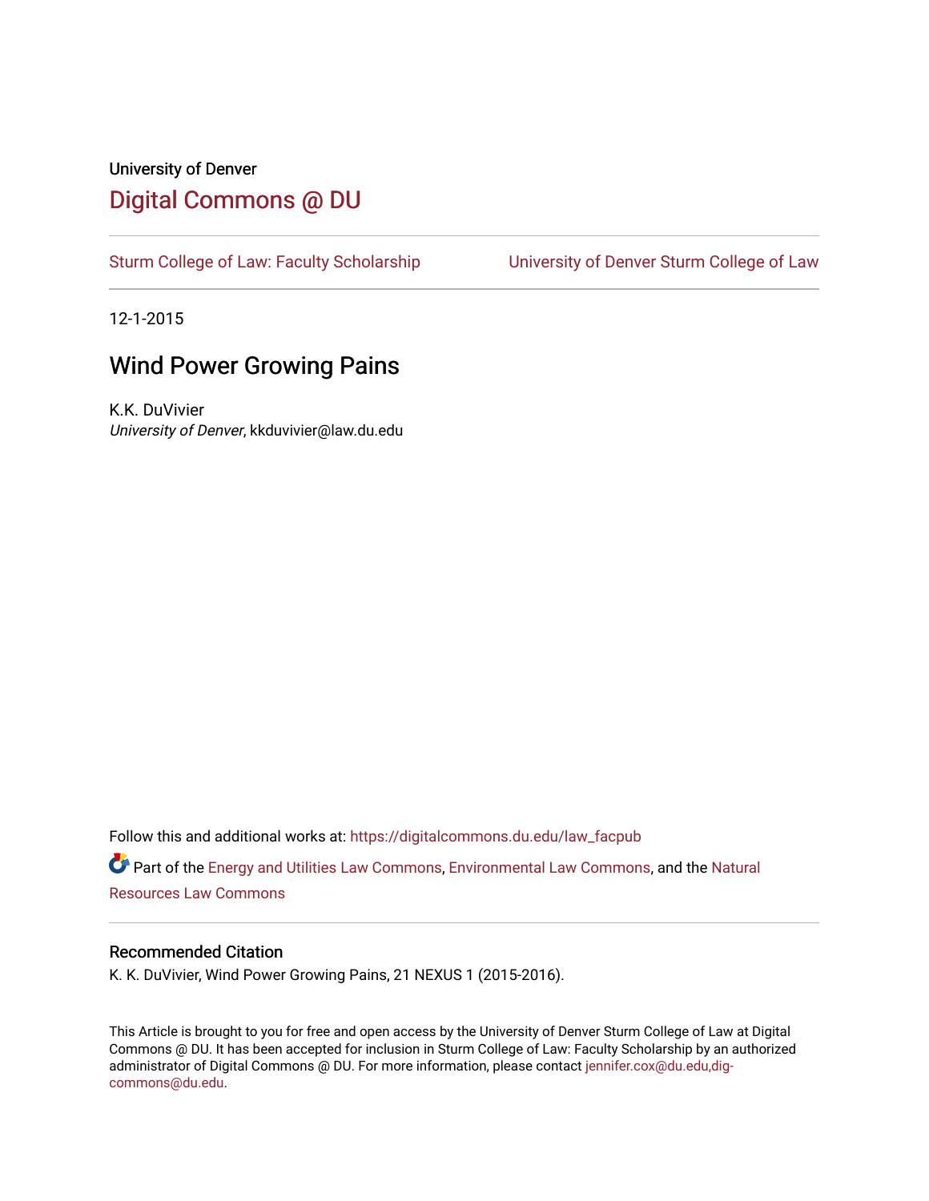University of Denver

# Digital Commons @ DU

Sturm College of Law: Faculty Scholarship | University of Denver Sturm College of Law

12-1-2015

## Wind Power Growing Pains

K.K. DuVivier
*University of Denver*, kkduvivier@law.du.edu

Follow this and additional works at: https://digitalcommons.du.edu/law_facpub

Part of the Energy and Utilities Law Commons, Environmental Law Commons, and the Natural Resources Law Commons

### Recommended Citation

K. K. DuVivier, Wind Power Growing Pains, 21 NEXUS 1 (2015-2016).

This Article is brought to you for free and open access by the University of Denver Sturm College of Law at Digital Commons @ DU. It has been accepted for inclusion in Sturm College of Law: Faculty Scholarship by an authorized administrator of Digital Commons @ DU. For more information, please contact jennifer.cox@du.edu,dig-commons@du.edu.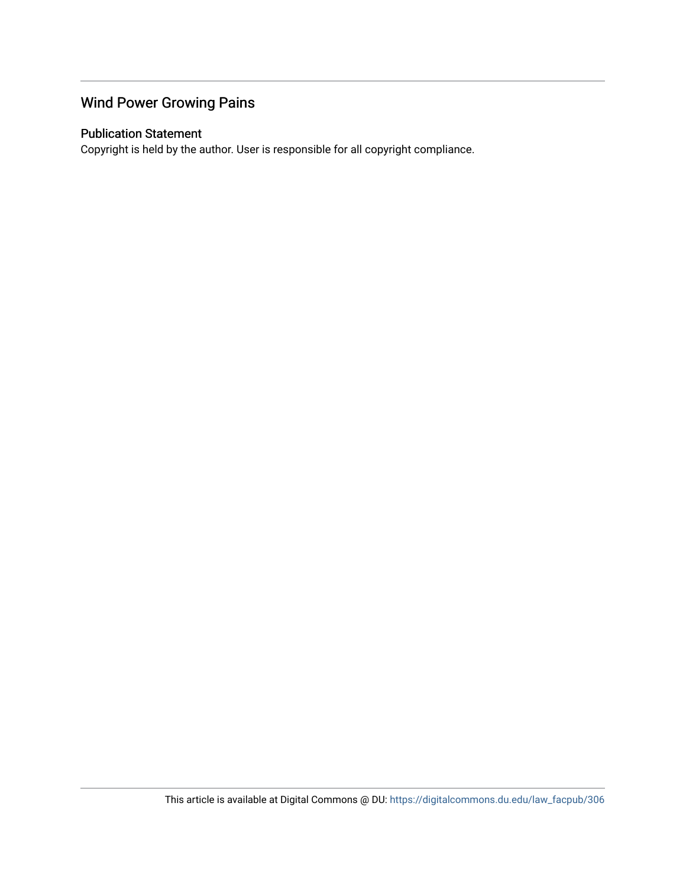# Wind Power Growing Pains

## Publication Statement

Copyright is held by the author. User is responsible for all copyright compliance.

This article is available at Digital Commons @ DU: https://digitalcommons.du.edu/law_facpub/306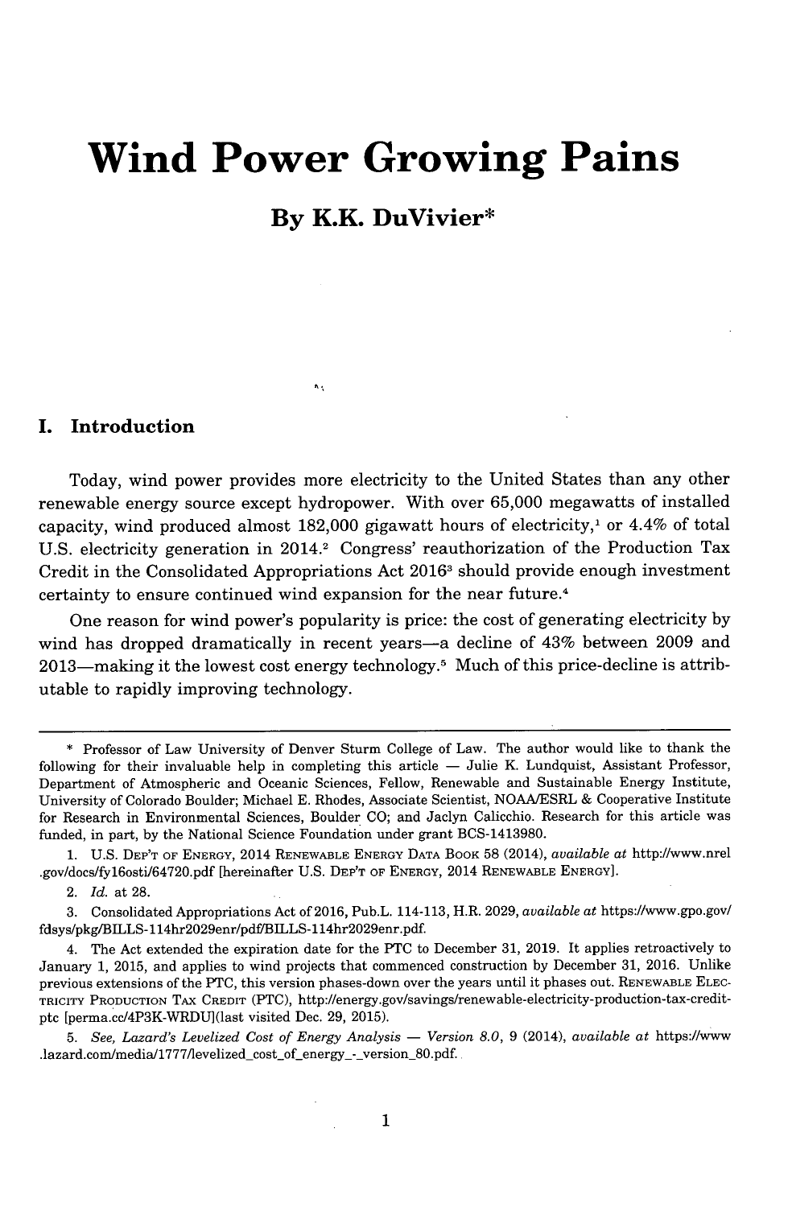# Wind Power Growing Pains

## By K.K. DuVivier*

## I. Introduction

Today, wind power provides more electricity to the United States than any other renewable energy source except hydropower. With over 65,000 megawatts of installed capacity, wind produced almost 182,000 gigawatt hours of electricity,[1] or 4.4% of total U.S. electricity generation in 2014.[2] Congress' reauthorization of the Production Tax Credit in the Consolidated Appropriations Act 2016[3] should provide enough investment certainty to ensure continued wind expansion for the near future.[4]

One reason for wind power's popularity is price: the cost of generating electricity by wind has dropped dramatically in recent years—a decline of 43% between 2009 and 2013—making it the lowest cost energy technology.[5] Much of this price-decline is attributable to rapidly improving technology.

---

\* Professor of Law University of Denver Sturm College of Law. The author would like to thank the following for their invaluable help in completing this article — Julie K. Lundquist, Assistant Professor, Department of Atmospheric and Oceanic Sciences, Fellow, Renewable and Sustainable Energy Institute, University of Colorado Boulder; Michael E. Rhodes, Associate Scientist, NOAA/ESRL & Cooperative Institute for Research in Environmental Sciences, Boulder CO; and Jaclyn Calicchio. Research for this article was funded, in part, by the National Science Foundation under grant BCS-1413980.

1. U.S. DEP'T OF ENERGY, 2014 RENEWABLE ENERGY DATA BOOK 58 (2014), *available at* http://www.nrel.gov/docs/fy16osti/64720.pdf [hereinafter U.S. DEP'T OF ENERGY, 2014 RENEWABLE ENERGY].

2. *Id.* at 28.

3. Consolidated Appropriations Act of 2016, Pub.L. 114-113, H.R. 2029, *available at* https://www.gpo.gov/fdsys/pkg/BILLS-114hr2029enr/pdf/BILLS-114hr2029enr.pdf.

4. The Act extended the expiration date for the PTC to December 31, 2019. It applies retroactively to January 1, 2015, and applies to wind projects that commenced construction by December 31, 2016. Unlike previous extensions of the PTC, this version phases-down over the years until it phases out. RENEWABLE ELECTRICITY PRODUCTION TAX CREDIT (PTC), http://energy.gov/savings/renewable-electricity-production-tax-credit-ptc [perma.cc/4P3K-WRDU](last visited Dec. 29, 2015).

5. *See, Lazard's Levelized Cost of Energy Analysis — Version 8.0*, 9 (2014), *available at* https://www.lazard.com/media/1777/levelized_cost_of_energy_-_version_80.pdf.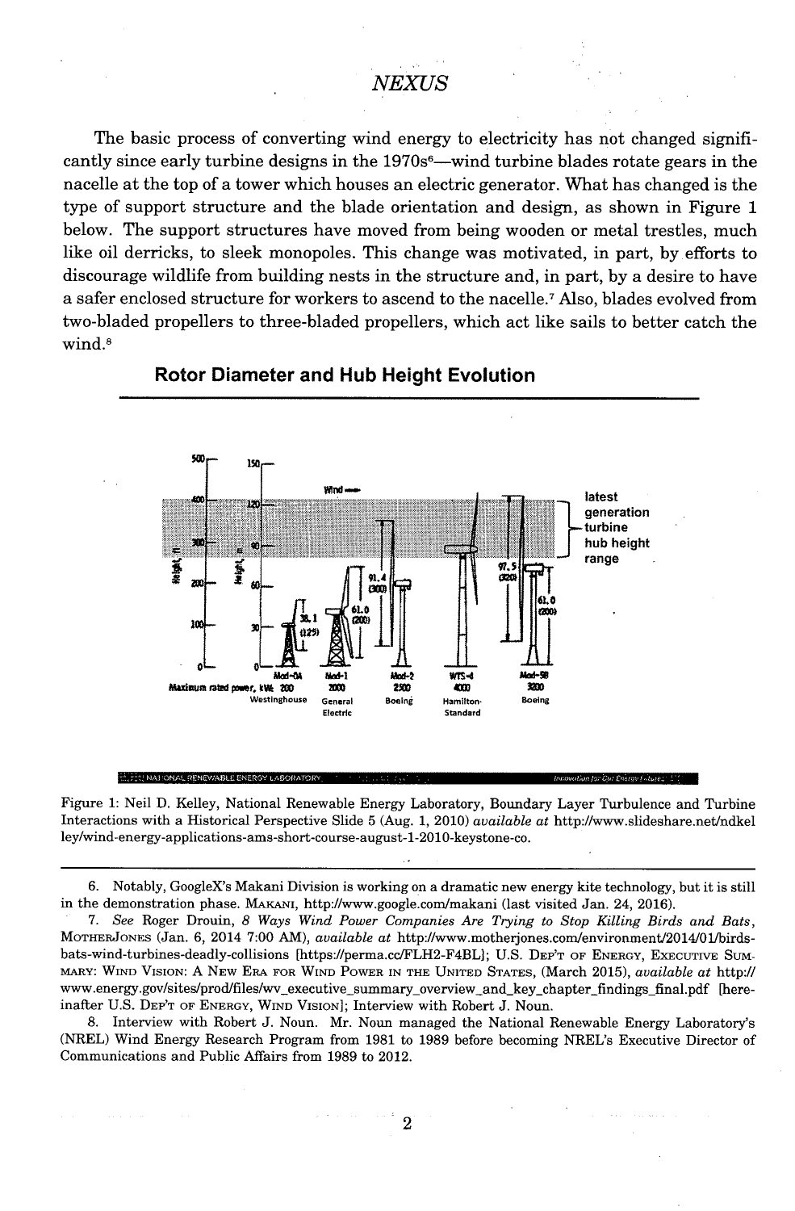The basic process of converting wind energy to electricity has not changed significantly since early turbine designs in the 1970s[6]—wind turbine blades rotate gears in the nacelle at the top of a tower which houses an electric generator. What has changed is the type of support structure and the blade orientation and design, as shown in Figure 1 below. The support structures have moved from being wooden or metal trestles, much like oil derricks, to sleek monopoles. This change was motivated, in part, by efforts to discourage wildlife from building nests in the structure and, in part, by a desire to have a safer enclosed structure for workers to ascend to the nacelle.[7] Also, blades evolved from two-bladed propellers to three-bladed propellers, which act like sails to better catch the wind.[8]

**Rotor Diameter and Hub Height Evolution**

Figure 1: Neil D. Kelley, National Renewable Energy Laboratory, Boundary Layer Turbulence and Turbine Interactions with a Historical Perspective Slide 5 (Aug. 1, 2010) *available at* http://www.slideshare.net/ndkelley/wind-energy-applications-ams-short-course-august-1-2010-keystone-co.

---

6. Notably, GoogleX's Makani Division is working on a dramatic new energy kite technology, but it is still in the demonstration phase. MAKANI, http://www.google.com/makani (last visited Jan. 24, 2016).

7. *See* Roger Drouin, *8 Ways Wind Power Companies Are Trying to Stop Killing Birds and Bats*, MOTHERJONES (Jan. 6, 2014 7:00 AM), *available at* http://www.motherjones.com/environment/2014/01/birds-bats-wind-turbines-deadly-collisions [https://perma.cc/FLH2-F4BL]; U.S. DEP'T OF ENERGY, EXECUTIVE SUMMARY: WIND VISION: A NEW ERA FOR WIND POWER IN THE UNITED STATES, (March 2015), *available at* http://www.energy.gov/sites/prod/files/wv_executive_summary_overview_and_key_chapter_findings_final.pdf [hereinafter U.S. DEP'T OF ENERGY, WIND VISION]; Interview with Robert J. Noun.

8. Interview with Robert J. Noun. Mr. Noun managed the National Renewable Energy Laboratory's (NREL) Wind Energy Research Program from 1981 to 1989 before becoming NREL's Executive Director of Communications and Public Affairs from 1989 to 2012.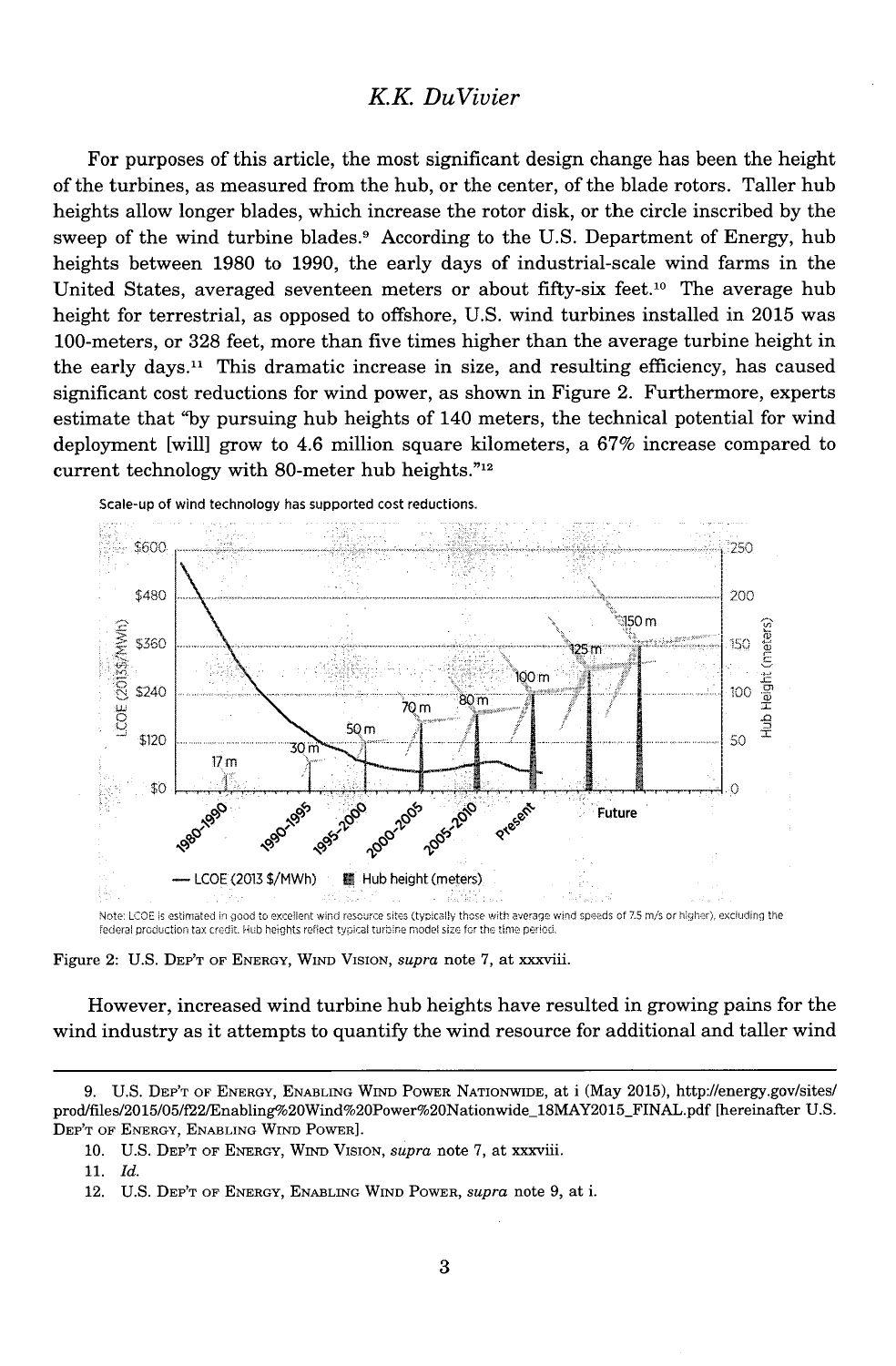For purposes of this article, the most significant design change has been the height of the turbines, as measured from the hub, or the center, of the blade rotors. Taller hub heights allow longer blades, which increase the rotor disk, or the circle inscribed by the sweep of the wind turbine blades.[9] According to the U.S. Department of Energy, hub heights between 1980 to 1990, the early days of industrial-scale wind farms in the United States, averaged seventeen meters or about fifty-six feet.[10] The average hub height for terrestrial, as opposed to offshore, U.S. wind turbines installed in 2015 was 100-meters, or 328 feet, more than five times higher than the average turbine height in the early days.[11] This dramatic increase in size, and resulting efficiency, has caused significant cost reductions for wind power, as shown in Figure 2. Furthermore, experts estimate that "by pursuing hub heights of 140 meters, the technical potential for wind deployment [will] grow to 4.6 million square kilometers, a 67% increase compared to current technology with 80-meter hub heights."[12]

Scale-up of wind technology has supported cost reductions.

Note: LCOE is estimated in good to excellent wind resource sites (typically those with average wind speeds of 7.5 m/s or higher), excluding the federal production tax credit. Hub heights reflect typical turbine model size for the time period.

Figure 2: U.S. DEP'T OF ENERGY, WIND VISION, *supra* note 7, at xxxviii.

However, increased wind turbine hub heights have resulted in growing pains for the wind industry as it attempts to quantify the wind resource for additional and taller wind

---

9. U.S. DEP'T OF ENERGY, ENABLING WIND POWER NATIONWIDE, at i (May 2015), http://energy.gov/sites/prod/files/2015/05/f22/Enabling%20Wind%20Power%20Nationwide_18MAY2015_FINAL.pdf [hereinafter U.S. DEP'T OF ENERGY, ENABLING WIND POWER].

10. U.S. DEP'T OF ENERGY, WIND VISION, *supra* note 7, at xxxviii.

11. *Id.*

12. U.S. DEP'T OF ENERGY, ENABLING WIND POWER, *supra* note 9, at i.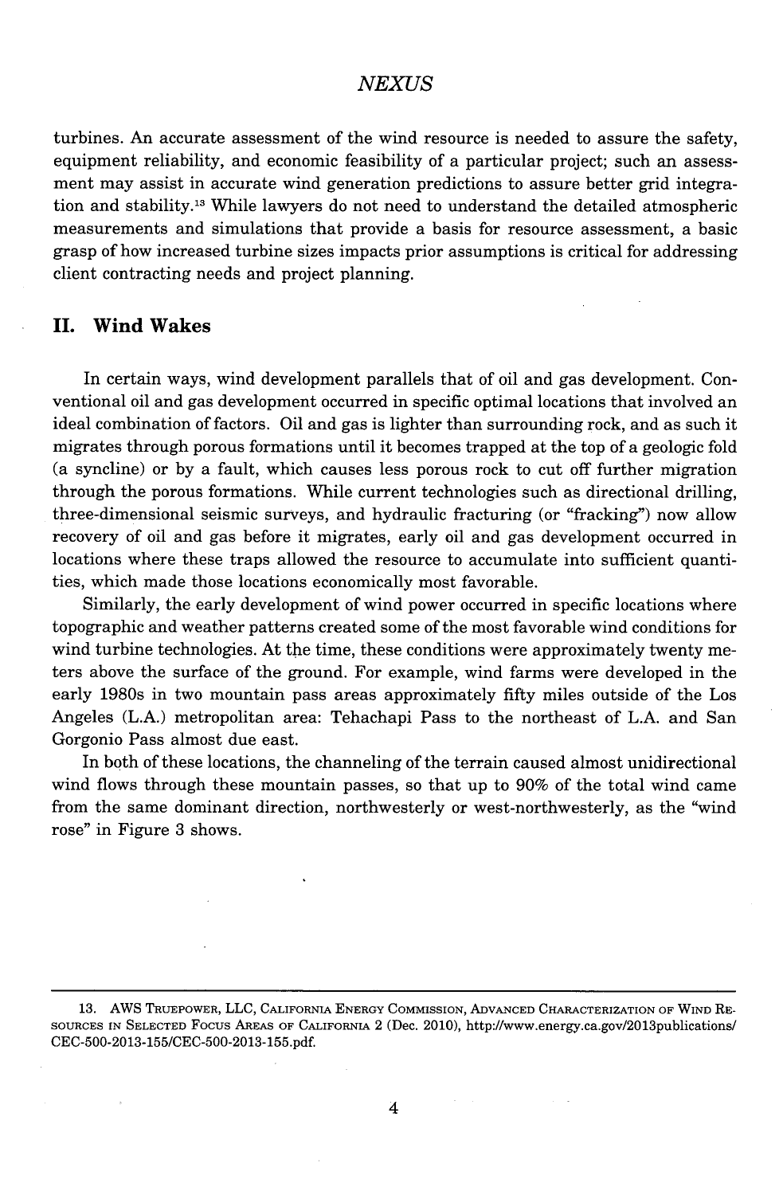turbines. An accurate assessment of the wind resource is needed to assure the safety, equipment reliability, and economic feasibility of a particular project; such an assessment may assist in accurate wind generation predictions to assure better grid integration and stability.[13] While lawyers do not need to understand the detailed atmospheric measurements and simulations that provide a basis for resource assessment, a basic grasp of how increased turbine sizes impacts prior assumptions is critical for addressing client contracting needs and project planning.

## II. Wind Wakes

In certain ways, wind development parallels that of oil and gas development. Conventional oil and gas development occurred in specific optimal locations that involved an ideal combination of factors. Oil and gas is lighter than surrounding rock, and as such it migrates through porous formations until it becomes trapped at the top of a geologic fold (a syncline) or by a fault, which causes less porous rock to cut off further migration through the porous formations. While current technologies such as directional drilling, three-dimensional seismic surveys, and hydraulic fracturing (or "fracking") now allow recovery of oil and gas before it migrates, early oil and gas development occurred in locations where these traps allowed the resource to accumulate into sufficient quantities, which made those locations economically most favorable.

Similarly, the early development of wind power occurred in specific locations where topographic and weather patterns created some of the most favorable wind conditions for wind turbine technologies. At the time, these conditions were approximately twenty meters above the surface of the ground. For example, wind farms were developed in the early 1980s in two mountain pass areas approximately fifty miles outside of the Los Angeles (L.A.) metropolitan area: Tehachapi Pass to the northeast of L.A. and San Gorgonio Pass almost due east.

In both of these locations, the channeling of the terrain caused almost unidirectional wind flows through these mountain passes, so that up to 90% of the total wind came from the same dominant direction, northwesterly or west-northwesterly, as the "wind rose" in Figure 3 shows.

---

13. AWS Truepower, LLC, California Energy Commission, Advanced Characterization of Wind Resources in Selected Focus Areas of California 2 (Dec. 2010), http://www.energy.ca.gov/2013publications/CEC-500-2013-155/CEC-500-2013-155.pdf.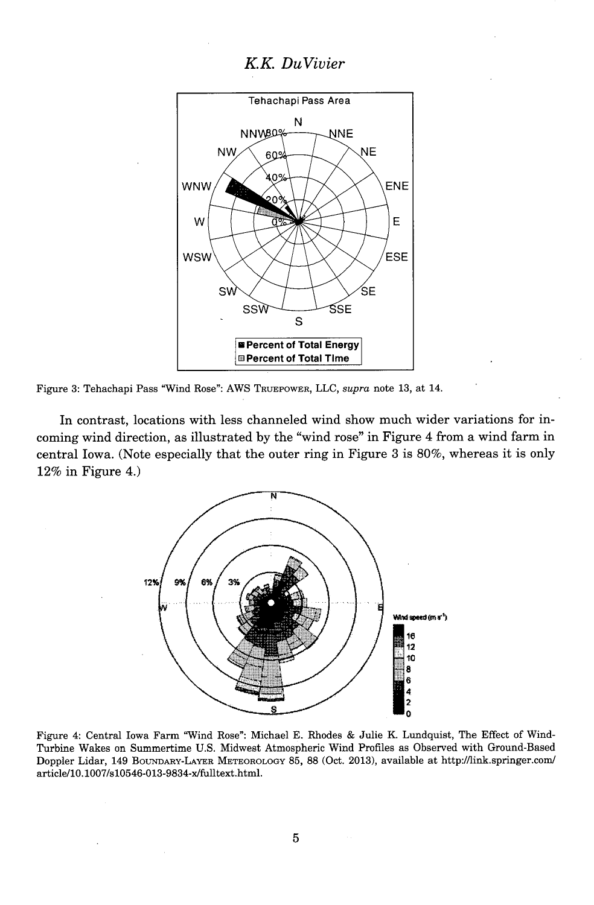Figure 3: Tehachapi Pass "Wind Rose": AWS TRUEPOWER, LLC, *supra* note 13, at 14.

In contrast, locations with less channeled wind show much wider variations for incoming wind direction, as illustrated by the "wind rose" in Figure 4 from a wind farm in central Iowa. (Note especially that the outer ring in Figure 3 is 80%, whereas it is only 12% in Figure 4.)

Figure 4: Central Iowa Farm "Wind Rose": Michael E. Rhodes & Julie K. Lundquist, The Effect of Wind-Turbine Wakes on Summertime U.S. Midwest Atmospheric Wind Profiles as Observed with Ground-Based Doppler Lidar, 149 BOUNDARY-LAYER METEOROLOGY 85, 88 (Oct. 2013), available at http://link.springer.com/article/10.1007/s10546-013-9834-x/fulltext.html.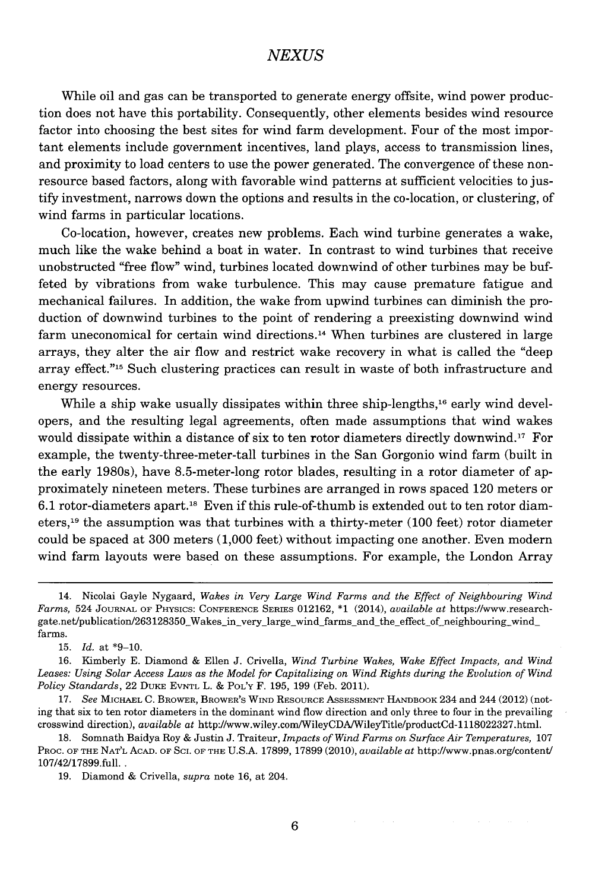While oil and gas can be transported to generate energy offsite, wind power production does not have this portability. Consequently, other elements besides wind resource factor into choosing the best sites for wind farm development. Four of the most important elements include government incentives, land plays, access to transmission lines, and proximity to load centers to use the power generated. The convergence of these non-resource based factors, along with favorable wind patterns at sufficient velocities to justify investment, narrows down the options and results in the co-location, or clustering, of wind farms in particular locations.

Co-location, however, creates new problems. Each wind turbine generates a wake, much like the wake behind a boat in water. In contrast to wind turbines that receive unobstructed "free flow" wind, turbines located downwind of other turbines may be buffeted by vibrations from wake turbulence. This may cause premature fatigue and mechanical failures. In addition, the wake from upwind turbines can diminish the production of downwind turbines to the point of rendering a preexisting downwind wind farm uneconomical for certain wind directions.[14] When turbines are clustered in large arrays, they alter the air flow and restrict wake recovery in what is called the "deep array effect."[15] Such clustering practices can result in waste of both infrastructure and energy resources.

While a ship wake usually dissipates within three ship-lengths,[16] early wind developers, and the resulting legal agreements, often made assumptions that wind wakes would dissipate within a distance of six to ten rotor diameters directly downwind.[17] For example, the twenty-three-meter-tall turbines in the San Gorgonio wind farm (built in the early 1980s), have 8.5-meter-long rotor blades, resulting in a rotor diameter of approximately nineteen meters. These turbines are arranged in rows spaced 120 meters or 6.1 rotor-diameters apart.[18] Even if this rule-of-thumb is extended out to ten rotor diameters,[19] the assumption was that turbines with a thirty-meter (100 feet) rotor diameter could be spaced at 300 meters (1,000 feet) without impacting one another. Even modern wind farm layouts were based on these assumptions. For example, the London Array

---

14. Nicolai Gayle Nygaard, *Wakes in Very Large Wind Farms and the Effect of Neighbouring Wind Farms*, 524 JOURNAL OF PHYSICS: CONFERENCE SERIES 012162, *1 (2014), *available at* https://www.researchgate.net/publication/263128350_Wakes_in_very_large_wind_farms_and_the_effect_of_neighbouring_wind_farms.

15. *Id.* at *9–10.

16. Kimberly E. Diamond & Ellen J. Crivella, *Wind Turbine Wakes, Wake Effect Impacts, and Wind Leases: Using Solar Access Laws as the Model for Capitalizing on Wind Rights during the Evolution of Wind Policy Standards*, 22 DUKE EVNTL L. & POL'Y F. 195, 199 (Feb. 2011).

17. *See* MICHAEL C. BROWER, BROWER'S WIND RESOURCE ASSESSMENT HANDBOOK 234 and 244 (2012) (noting that six to ten rotor diameters in the dominant wind flow direction and only three to four in the prevailing crosswind direction), *available at* http://www.wiley.com/WileyCDA/WileyTitle/productCd-1118022327.html.

18. Somnath Baidya Roy & Justin J. Traiteur, *Impacts of Wind Farms on Surface Air Temperatures*, 107 PROC. OF THE NAT'L ACAD. OF SCI. OF THE U.S.A. 17899, 17899 (2010), *available at* http://www.pnas.org/content/107/42/17899.full. .

19. Diamond & Crivella, *supra* note 16, at 204.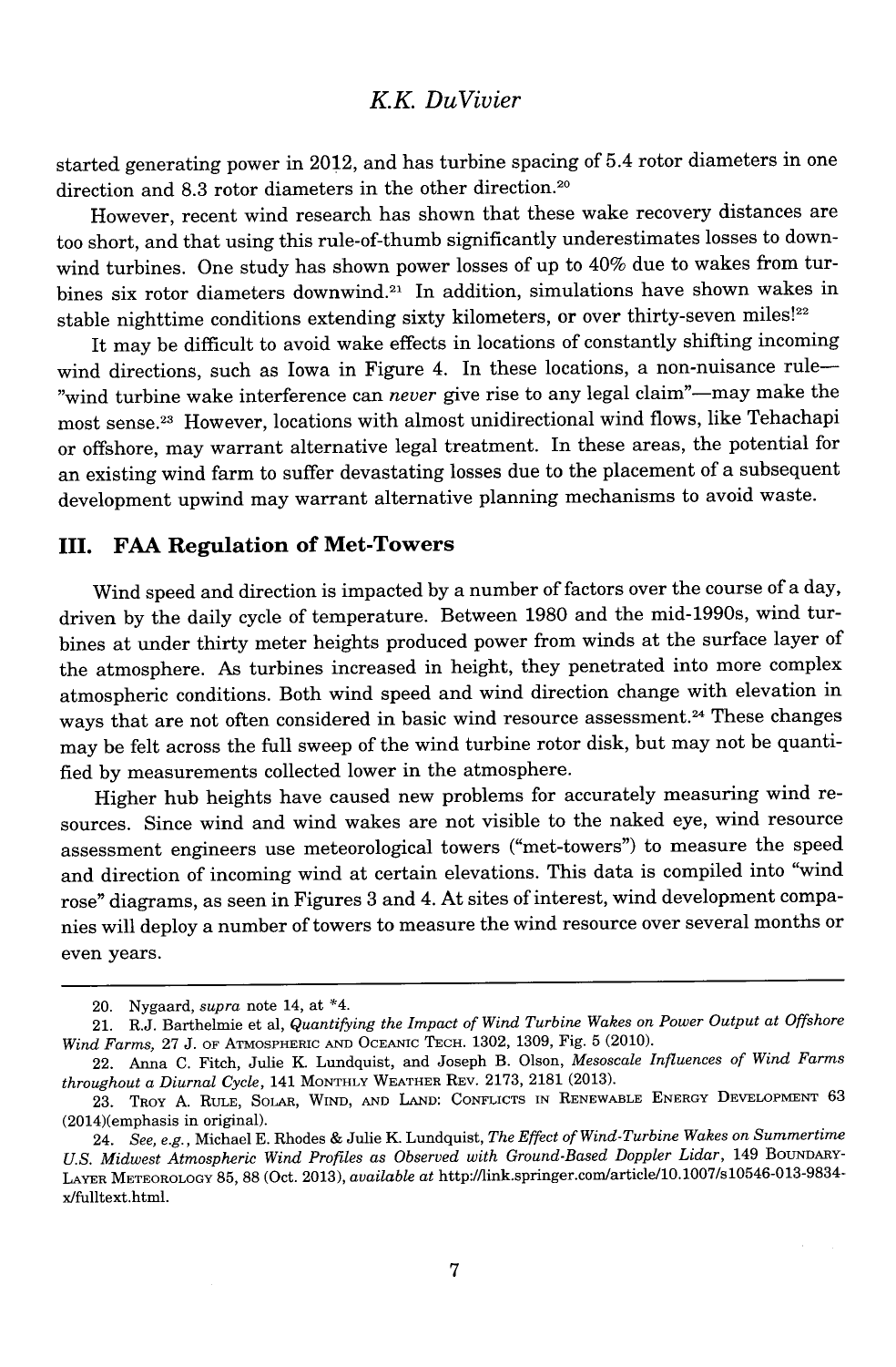started generating power in 2012, and has turbine spacing of 5.4 rotor diameters in one direction and 8.3 rotor diameters in the other direction.[20]

However, recent wind research has shown that these wake recovery distances are too short, and that using this rule-of-thumb significantly underestimates losses to downwind turbines. One study has shown power losses of up to 40% due to wakes from turbines six rotor diameters downwind.[21] In addition, simulations have shown wakes in stable nighttime conditions extending sixty kilometers, or over thirty-seven miles![22]

It may be difficult to avoid wake effects in locations of constantly shifting incoming wind directions, such as Iowa in Figure 4. In these locations, a non-nuisance rule—"wind turbine wake interference can *never* give rise to any legal claim"—may make the most sense.[23] However, locations with almost unidirectional wind flows, like Tehachapi or offshore, may warrant alternative legal treatment. In these areas, the potential for an existing wind farm to suffer devastating losses due to the placement of a subsequent development upwind may warrant alternative planning mechanisms to avoid waste.

## III. FAA Regulation of Met-Towers

Wind speed and direction is impacted by a number of factors over the course of a day, driven by the daily cycle of temperature. Between 1980 and the mid-1990s, wind turbines at under thirty meter heights produced power from winds at the surface layer of the atmosphere. As turbines increased in height, they penetrated into more complex atmospheric conditions. Both wind speed and wind direction change with elevation in ways that are not often considered in basic wind resource assessment.[24] These changes may be felt across the full sweep of the wind turbine rotor disk, but may not be quantified by measurements collected lower in the atmosphere.

Higher hub heights have caused new problems for accurately measuring wind resources. Since wind and wind wakes are not visible to the naked eye, wind resource assessment engineers use meteorological towers ("met-towers") to measure the speed and direction of incoming wind at certain elevations. This data is compiled into "wind rose" diagrams, as seen in Figures 3 and 4. At sites of interest, wind development companies will deploy a number of towers to measure the wind resource over several months or even years.

---

20. Nygaard, *supra* note 14, at *4.

21. R.J. Barthelmie et al, *Quantifying the Impact of Wind Turbine Wakes on Power Output at Offshore Wind Farms,* 27 J. OF ATMOSPHERIC AND OCEANIC TECH. 1302, 1309, Fig. 5 (2010).

22. Anna C. Fitch, Julie K. Lundquist, and Joseph B. Olson, *Mesoscale Influences of Wind Farms throughout a Diurnal Cycle,* 141 MONTHLY WEATHER REV. 2173, 2181 (2013).

23. TROY A. RULE, SOLAR, WIND, AND LAND: CONFLICTS IN RENEWABLE ENERGY DEVELOPMENT 63 (2014)(emphasis in original).

24. *See, e.g.*, Michael E. Rhodes & Julie K. Lundquist, *The Effect of Wind-Turbine Wakes on Summertime U.S. Midwest Atmospheric Wind Profiles as Observed with Ground-Based Doppler Lidar,* 149 BOUNDARY-LAYER METEOROLOGY 85, 88 (Oct. 2013), *available at* http://link.springer.com/article/10.1007/s10546-013-9834-x/fulltext.html.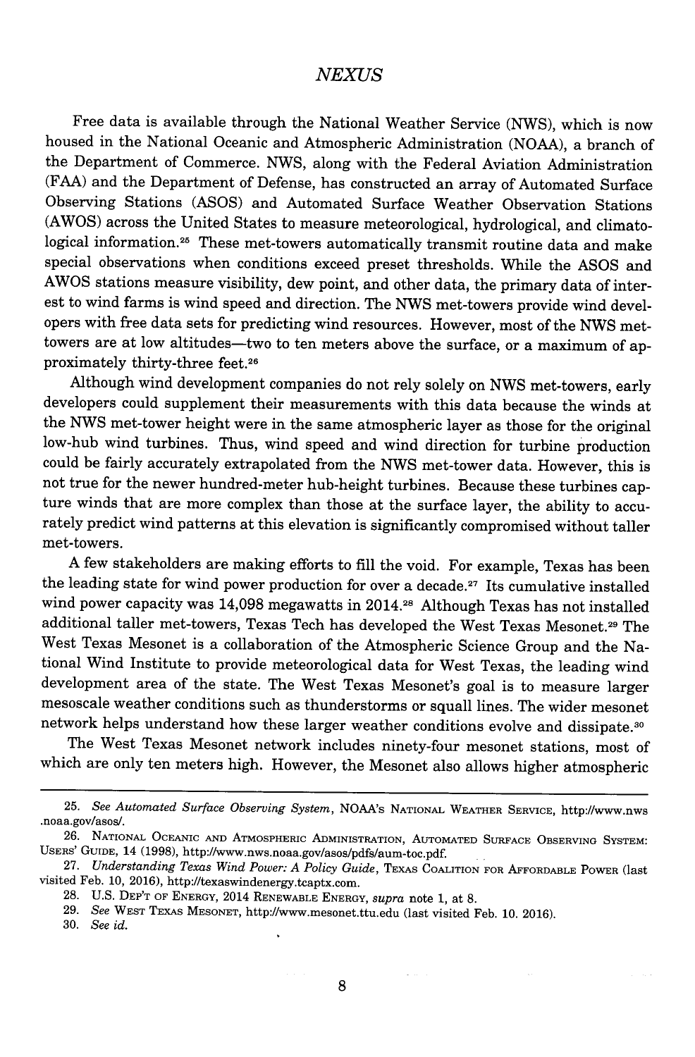Free data is available through the National Weather Service (NWS), which is now housed in the National Oceanic and Atmospheric Administration (NOAA), a branch of the Department of Commerce. NWS, along with the Federal Aviation Administration (FAA) and the Department of Defense, has constructed an array of Automated Surface Observing Stations (ASOS) and Automated Surface Weather Observation Stations (AWOS) across the United States to measure meteorological, hydrological, and climatological information.[25] These met-towers automatically transmit routine data and make special observations when conditions exceed preset thresholds. While the ASOS and AWOS stations measure visibility, dew point, and other data, the primary data of interest to wind farms is wind speed and direction. The NWS met-towers provide wind developers with free data sets for predicting wind resources. However, most of the NWS met-towers are at low altitudes—two to ten meters above the surface, or a maximum of approximately thirty-three feet.[26]

Although wind development companies do not rely solely on NWS met-towers, early developers could supplement their measurements with this data because the winds at the NWS met-tower height were in the same atmospheric layer as those for the original low-hub wind turbines. Thus, wind speed and wind direction for turbine production could be fairly accurately extrapolated from the NWS met-tower data. However, this is not true for the newer hundred-meter hub-height turbines. Because these turbines capture winds that are more complex than those at the surface layer, the ability to accurately predict wind patterns at this elevation is significantly compromised without taller met-towers.

A few stakeholders are making efforts to fill the void. For example, Texas has been the leading state for wind power production for over a decade.[27] Its cumulative installed wind power capacity was 14,098 megawatts in 2014.[28] Although Texas has not installed additional taller met-towers, Texas Tech has developed the West Texas Mesonet.[29] The West Texas Mesonet is a collaboration of the Atmospheric Science Group and the National Wind Institute to provide meteorological data for West Texas, the leading wind development area of the state. The West Texas Mesonet's goal is to measure larger mesoscale weather conditions such as thunderstorms or squall lines. The wider mesonet network helps understand how these larger weather conditions evolve and dissipate.[30]

The West Texas Mesonet network includes ninety-four mesonet stations, most of which are only ten meters high. However, the Mesonet also allows higher atmospheric

---

25. *See Automated Surface Observing System*, NOAA'S NATIONAL WEATHER SERVICE, http://www.nws.noaa.gov/asos/.

26. NATIONAL OCEANIC AND ATMOSPHERIC ADMINISTRATION, AUTOMATED SURFACE OBSERVING SYSTEM: USERS' GUIDE, 14 (1998), http://www.nws.noaa.gov/asos/pdfs/aum-toc.pdf.

27. *Understanding Texas Wind Power: A Policy Guide*, TEXAS COALITION FOR AFFORDABLE POWER (last visited Feb. 10, 2016), http://texaswindenergy.tcaptx.com.

28. U.S. DEP'T OF ENERGY, 2014 RENEWABLE ENERGY, *supra* note 1, at 8.

29. *See* WEST TEXAS MESONET, http://www.mesonet.ttu.edu (last visited Feb. 10. 2016).

30. *See id.*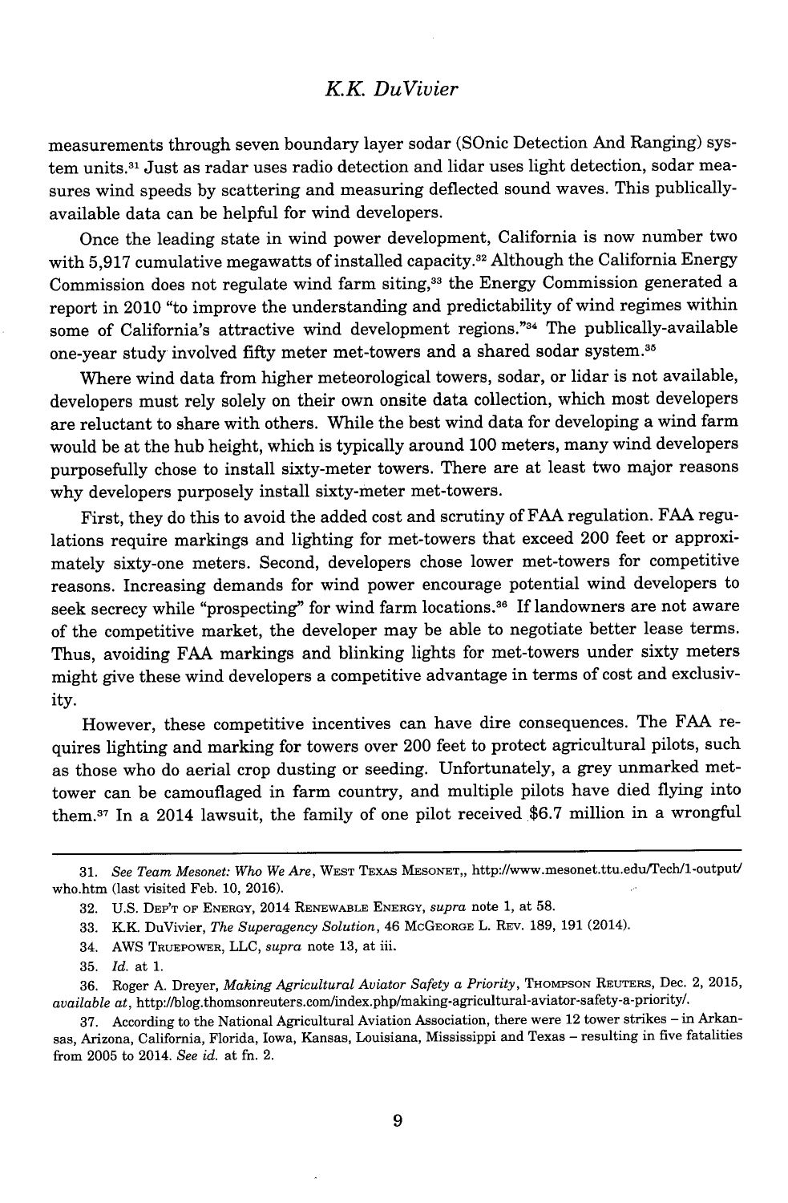measurements through seven boundary layer sodar (SOnic Detection And Ranging) system units.[31] Just as radar uses radio detection and lidar uses light detection, sodar measures wind speeds by scattering and measuring deflected sound waves. This publically-available data can be helpful for wind developers.

Once the leading state in wind power development, California is now number two with 5,917 cumulative megawatts of installed capacity.[32] Although the California Energy Commission does not regulate wind farm siting,[33] the Energy Commission generated a report in 2010 "to improve the understanding and predictability of wind regimes within some of California's attractive wind development regions."[34] The publically-available one-year study involved fifty meter met-towers and a shared sodar system.[35]

Where wind data from higher meteorological towers, sodar, or lidar is not available, developers must rely solely on their own onsite data collection, which most developers are reluctant to share with others. While the best wind data for developing a wind farm would be at the hub height, which is typically around 100 meters, many wind developers purposefully chose to install sixty-meter towers. There are at least two major reasons why developers purposely install sixty-meter met-towers.

First, they do this to avoid the added cost and scrutiny of FAA regulation. FAA regulations require markings and lighting for met-towers that exceed 200 feet or approximately sixty-one meters. Second, developers chose lower met-towers for competitive reasons. Increasing demands for wind power encourage potential wind developers to seek secrecy while "prospecting" for wind farm locations.[36] If landowners are not aware of the competitive market, the developer may be able to negotiate better lease terms. Thus, avoiding FAA markings and blinking lights for met-towers under sixty meters might give these wind developers a competitive advantage in terms of cost and exclusivity.

However, these competitive incentives can have dire consequences. The FAA requires lighting and marking for towers over 200 feet to protect agricultural pilots, such as those who do aerial crop dusting or seeding. Unfortunately, a grey unmarked met-tower can be camouflaged in farm country, and multiple pilots have died flying into them.[37] In a 2014 lawsuit, the family of one pilot received $6.7 million in a wrongful

---

31. *See Team Mesonet: Who We Are*, West Texas Mesonet,, http://www.mesonet.ttu.edu/Tech/1-output/who.htm (last visited Feb. 10, 2016).

32. U.S. Dep't of Energy, 2014 Renewable Energy, *supra* note 1, at 58.

33. K.K. DuVivier, *The Superagency Solution*, 46 McGeorge L. Rev. 189, 191 (2014).

34. AWS Truepower, LLC, *supra* note 13, at iii.

35. *Id.* at 1.

36. Roger A. Dreyer, *Making Agricultural Aviator Safety a Priority*, Thompson Reuters, Dec. 2, 2015, *available at*, http://blog.thomsonreuters.com/index.php/making-agricultural-aviator-safety-a-priority/.

37. According to the National Agricultural Aviation Association, there were 12 tower strikes – in Arkansas, Arizona, California, Florida, Iowa, Kansas, Louisiana, Mississippi and Texas – resulting in five fatalities from 2005 to 2014. *See id.* at fn. 2.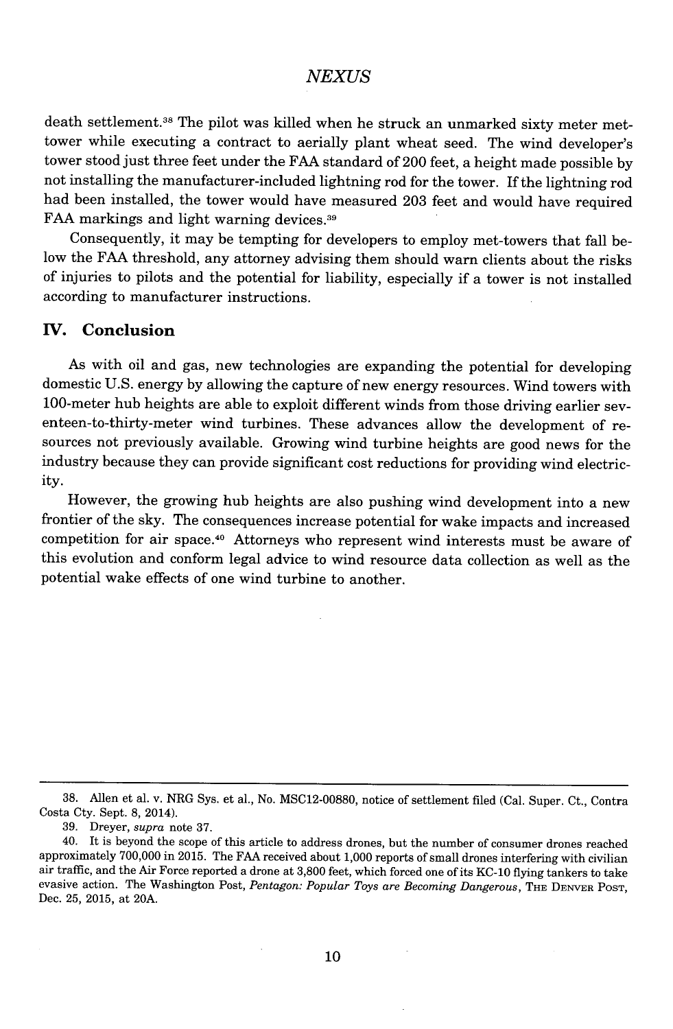death settlement.[38] The pilot was killed when he struck an unmarked sixty meter met-tower while executing a contract to aerially plant wheat seed. The wind developer's tower stood just three feet under the FAA standard of 200 feet, a height made possible by not installing the manufacturer-included lightning rod for the tower. If the lightning rod had been installed, the tower would have measured 203 feet and would have required FAA markings and light warning devices.[39]

Consequently, it may be tempting for developers to employ met-towers that fall below the FAA threshold, any attorney advising them should warn clients about the risks of injuries to pilots and the potential for liability, especially if a tower is not installed according to manufacturer instructions.

## IV. Conclusion

As with oil and gas, new technologies are expanding the potential for developing domestic U.S. energy by allowing the capture of new energy resources. Wind towers with 100-meter hub heights are able to exploit different winds from those driving earlier seventeen-to-thirty-meter wind turbines. These advances allow the development of resources not previously available. Growing wind turbine heights are good news for the industry because they can provide significant cost reductions for providing wind electricity.

However, the growing hub heights are also pushing wind development into a new frontier of the sky. The consequences increase potential for wake impacts and increased competition for air space.[40] Attorneys who represent wind interests must be aware of this evolution and conform legal advice to wind resource data collection as well as the potential wake effects of one wind turbine to another.

---

38. Allen et al. v. NRG Sys. et al., No. MSC12-00880, notice of settlement filed (Cal. Super. Ct., Contra Costa Cty. Sept. 8, 2014).

39. Dreyer, *supra* note 37.

40. It is beyond the scope of this article to address drones, but the number of consumer drones reached approximately 700,000 in 2015. The FAA received about 1,000 reports of small drones interfering with civilian air traffic, and the Air Force reported a drone at 3,800 feet, which forced one of its KC-10 flying tankers to take evasive action. The Washington Post, *Pentagon: Popular Toys are Becoming Dangerous*, THE DENVER POST, Dec. 25, 2015, at 20A.